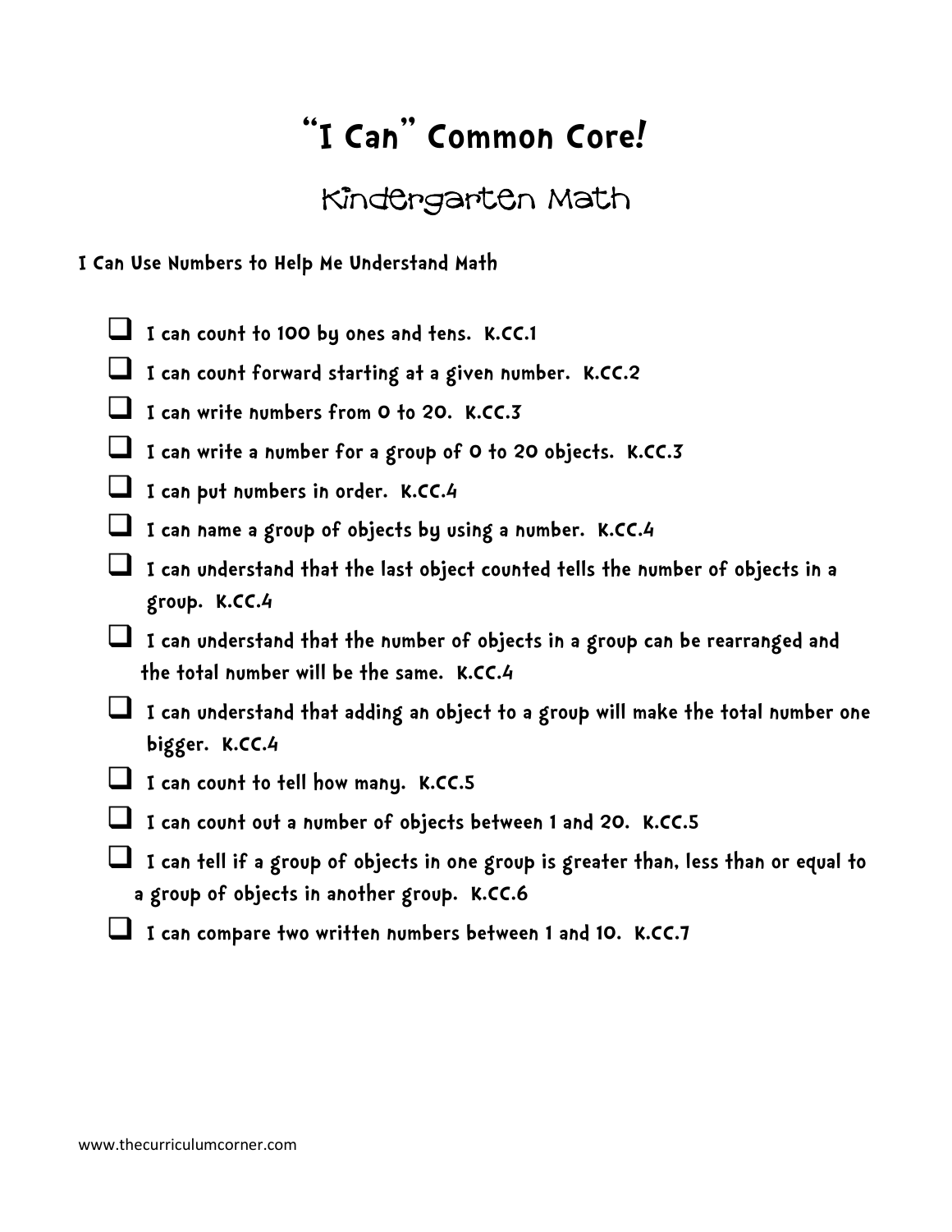# "I Can" Common Core!

## Kindergarten Math

**I Can Use Numbers to Help Me Understand Math**

- [ ] I can count to 100 by ones and tens. K.CC.1
- [ ] I can count forward starting at a given number. K.CC.2
- [ ] I can write numbers from 0 to 20. K.CC.3
- [ ] I can write a number for a group of 0 to 20 objects. K.CC.3
- [ ] I can put numbers in order. K.CC.4
- [ ] I can name a group of objects by using a number. K.CC.4
- [ ] I can understand that the last object counted tells the number of objects in a group. K.CC.4
- [ ] I can understand that the number of objects in a group can be rearranged and the total number will be the same. K.CC.4
- [ ] I can understand that adding an object to a group will make the total number one bigger. K.CC.4
- [ ] I can count to tell how many. K.CC.5
- [ ] I can count out a number of objects between 1 and 20. K.CC.5
- [ ] I can tell if a group of objects in one group is greater than, less than or equal to a group of objects in another group. K.CC.6
- [ ] I can compare two written numbers between 1 and 10. K.CC.7

www.thecurriculumcorner.com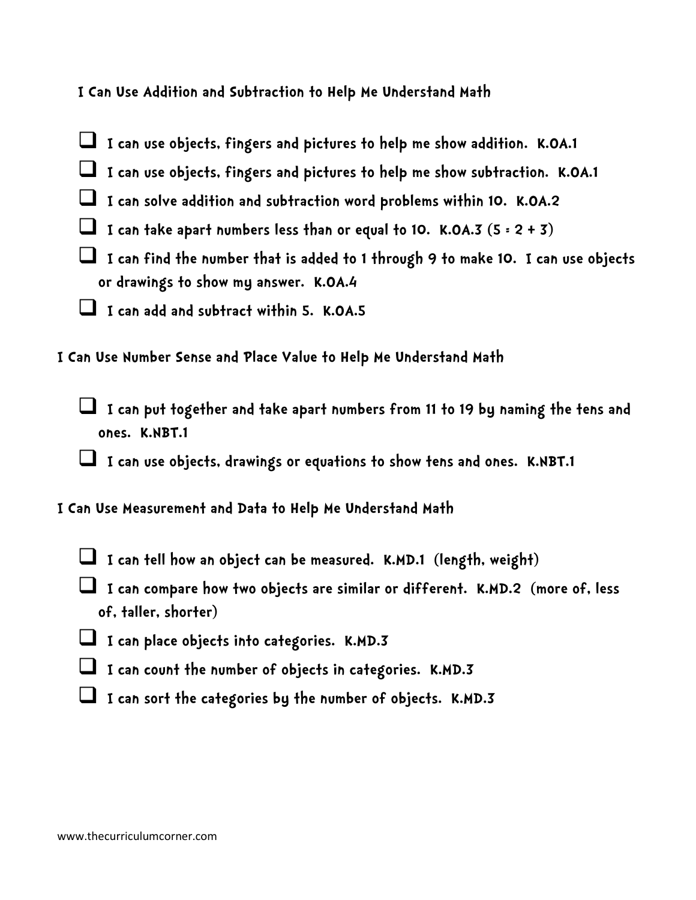## I Can Use Addition and Subtraction to Help Me Understand Math

- [ ] I can use objects, fingers and pictures to help me show addition. K.OA.1
- [ ] I can use objects, fingers and pictures to help me show subtraction. K.OA.1
- [ ] I can solve addition and subtraction word problems within 10. K.OA.2
- [ ] I can take apart numbers less than or equal to 10. K.OA.3 ($5 = 2 + 3$)
- [ ] I can find the number that is added to 1 through 9 to make 10. I can use objects or drawings to show my answer. K.OA.4
- [ ] I can add and subtract within 5. K.OA.5

## I Can Use Number Sense and Place Value to Help Me Understand Math

- [ ] I can put together and take apart numbers from 11 to 19 by naming the tens and ones. K.NBT.1
- [ ] I can use objects, drawings or equations to show tens and ones. K.NBT.1

## I Can Use Measurement and Data to Help Me Understand Math

- [ ] I can tell how an object can be measured. K.MD.1 (length, weight)
- [ ] I can compare how two objects are similar or different. K.MD.2 (more of, less of, taller, shorter)
- [ ] I can place objects into categories. K.MD.3
- [ ] I can count the number of objects in categories. K.MD.3
- [ ] I can sort the categories by the number of objects. K.MD.3

www.thecurriculumcorner.com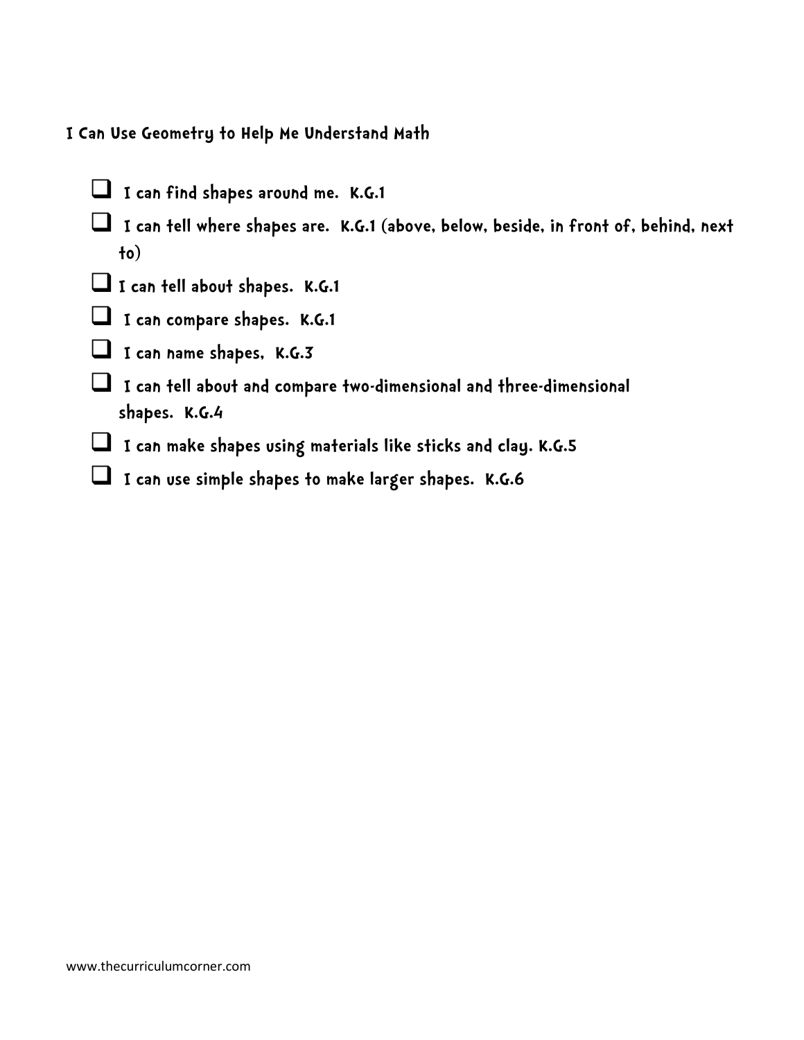I Can Use Geometry to Help Me Understand Math

- [ ] I can find shapes around me.  K.G.1
- [ ] I can tell where shapes are.  K.G.1 (above, below, beside, in front of, behind, next to)
- [ ] I can tell about shapes.  K.G.1
- [ ] I can compare shapes.  K.G.1
- [ ] I can name shapes,  K.G.3
- [ ] I can tell about and compare two-dimensional and three-dimensional shapes.  K.G.4
- [ ] I can make shapes using materials like sticks and clay. K.G.5
- [ ] I can use simple shapes to make larger shapes.  K.G.6